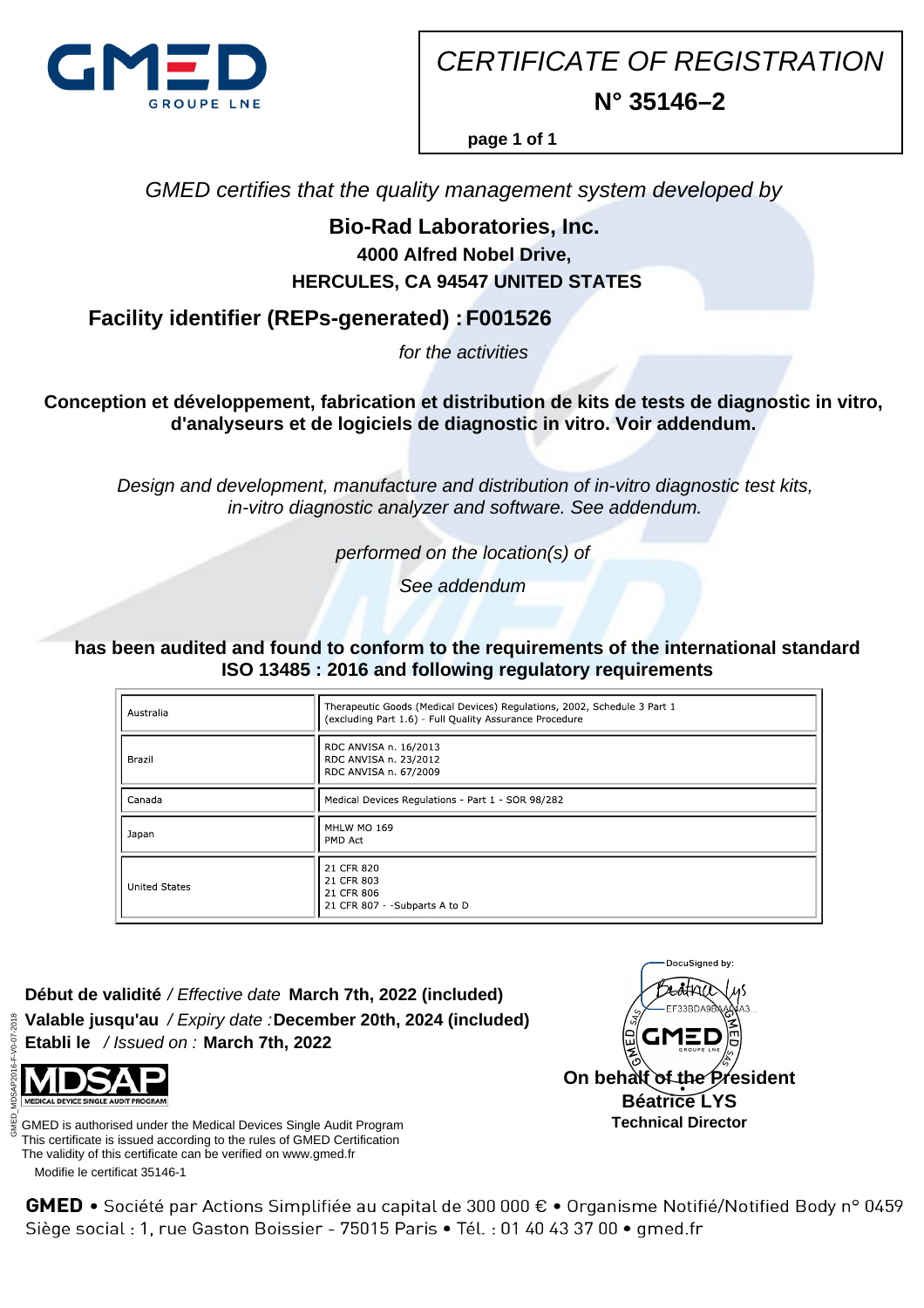# CERTIFICATE OF REGISTRATION

## N° 35146–2

*GMED certifies that the quality management system developed by*

**Bio-Rad Laboratories, Inc.**

**4000 Alfred Nobel Drive,**

**HERCULES, CA 94547 UNITED STATES**

**Facility identifier (REPs-generated) : F001526**

*for the activities*

**Conception et développement, fabrication et distribution de kits de tests de diagnostic in vitro, d'analyseurs et de logiciels de diagnostic in vitro. Voir addendum.**

*Design and development, manufacture and distribution of in-vitro diagnostic test kits, in-vitro diagnostic analyzer and software. See addendum.*

*performed on the location(s) of*

*See addendum*

**has been audited and found to conform to the requirements of the international standard ISO 13485 : 2016 and following regulatory requirements**

| Country | Regulatory requirements |
|---|---|
| Australia | Therapeutic Goods (Medical Devices) Regulations, 2002, Schedule 3 Part 1 (excluding Part 1.6) - Full Quality Assurance Procedure |
| Brazil | RDC ANVISA n. 16/2013<br>RDC ANVISA n. 23/2012<br>RDC ANVISA n. 67/2009 |
| Canada | Medical Devices Regulations - Part 1 - SOR 98/282 |
| Japan | MHLW MO 169<br>PMD Act |
| United States | 21 CFR 820<br>21 CFR 803<br>21 CFR 806<br>21 CFR 807 - -Subparts A to D |

**Début de validité** */ Effective date* **March 7th, 2022 (included)**
**Valable jusqu'au** */ Expiry date :* **December 20th, 2024 (included)**
**Etabli le** */ Issued on :* **March 7th, 2022**

DocuSigned by: Béatrice Lys
EF33BDA9BA44A3...

**On behalf of the President**
**Béatrice LYS**
**Technical Director**

MDSAP — MEDICAL DEVICE SINGLE AUDIT PROGRAM

GMED is authorised under the Medical Devices Single Audit Program
This certificate is issued according to the rules of GMED Certification
The validity of this certificate can be verified on www.gmed.fr
Modifie le certificat 35146-1

GMED_MDSAP2016-F-V0-07-2018

**GMED** • Société par Actions Simplifiée au capital de 300 000 € • Organisme Notifié/Notified Body n° 0459
Siège social : 1, rue Gaston Boissier - 75015 Paris • Tél. : 01 40 43 37 00 • gmed.fr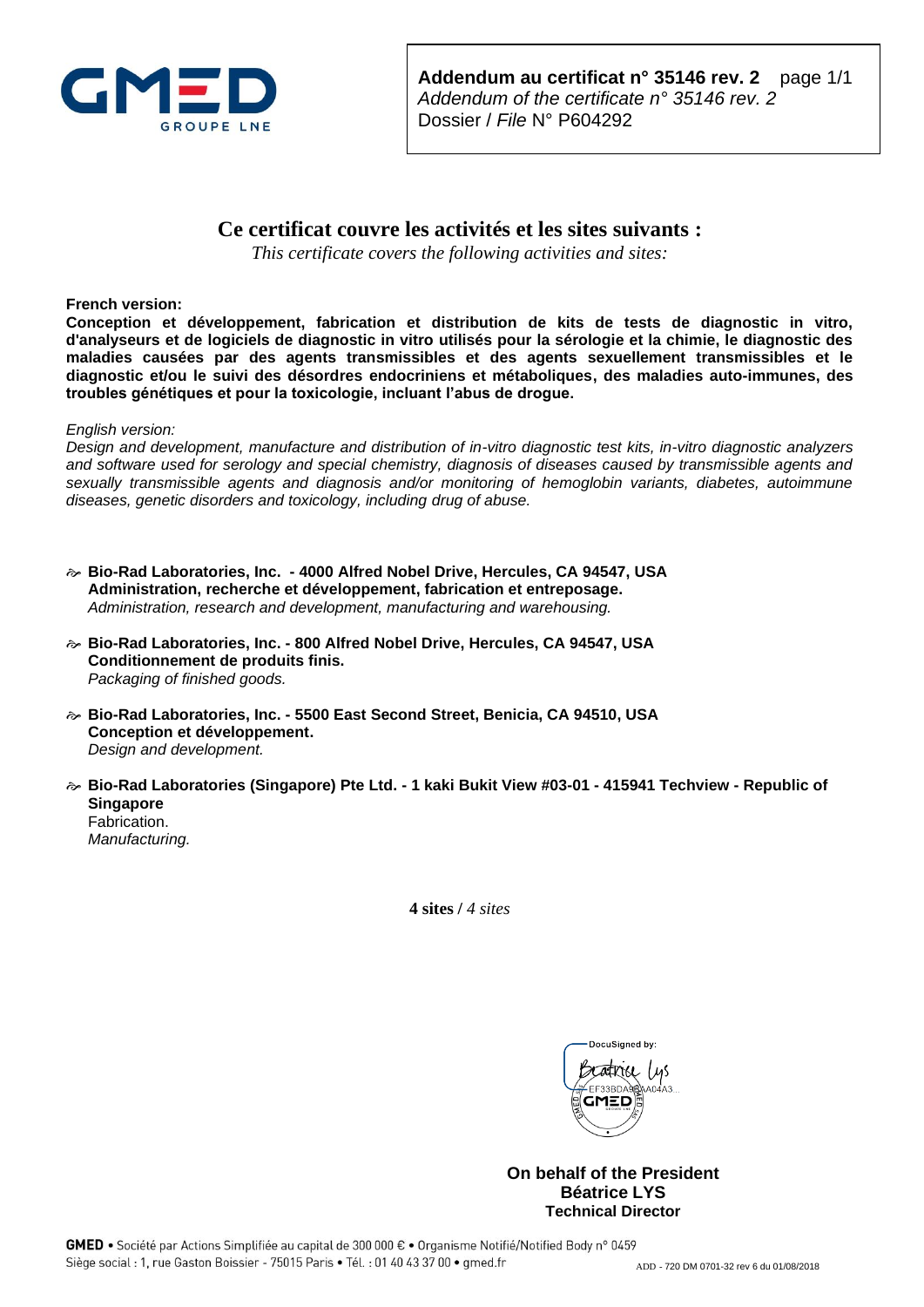**Addendum au certificat n° 35146 rev. 2** page 1/1
*Addendum of the certificate n° 35146 rev. 2*
Dossier / *File* N° P604292

## Ce certificat couvre les activités et les sites suivants :

*This certificate covers the following activities and sites:*

**French version:**
**Conception et développement, fabrication et distribution de kits de tests de diagnostic in vitro, d'analyseurs et de logiciels de diagnostic in vitro utilisés pour la sérologie et la chimie, le diagnostic des maladies causées par des agents transmissibles et des agents sexuellement transmissibles et le diagnostic et/ou le suivi des désordres endocriniens et métaboliques, des maladies auto-immunes, des troubles génétiques et pour la toxicologie, incluant l'abus de drogue.**

*English version:*
*Design and development, manufacture and distribution of in-vitro diagnostic test kits, in-vitro diagnostic analyzers and software used for serology and special chemistry, diagnosis of diseases caused by transmissible agents and sexually transmissible agents and diagnosis and/or monitoring of hemoglobin variants, diabetes, autoimmune diseases, genetic disorders and toxicology, including drug of abuse.*

- **Bio-Rad Laboratories, Inc. - 4000 Alfred Nobel Drive, Hercules, CA 94547, USA**
  **Administration, recherche et développement, fabrication et entreposage.**
  *Administration, research and development, manufacturing and warehousing.*

- **Bio-Rad Laboratories, Inc. - 800 Alfred Nobel Drive, Hercules, CA 94547, USA**
  **Conditionnement de produits finis.**
  *Packaging of finished goods.*

- **Bio-Rad Laboratories, Inc. - 5500 East Second Street, Benicia, CA 94510, USA**
  **Conception et développement.**
  *Design and development.*

- **Bio-Rad Laboratories (Singapore) Pte Ltd. - 1 kaki Bukit View #03-01 - 415941 Techview - Republic of Singapore**
  Fabrication.
  *Manufacturing.*

**4 sites** / *4 sites*

DocuSigned by:
Béatrice Lys
EF33BDA9BAA04A3...

**On behalf of the President**
**Béatrice LYS**
**Technical Director**

**GMED** • Société par Actions Simplifiée au capital de 300 000 € • Organisme Notifié/Notified Body n° 0459
Siège social : 1, rue Gaston Boissier - 75015 Paris • Tél. : 01 40 43 37 00 • gmed.fr

ADD - 720 DM 0701-32 rev 6 du 01/08/2018